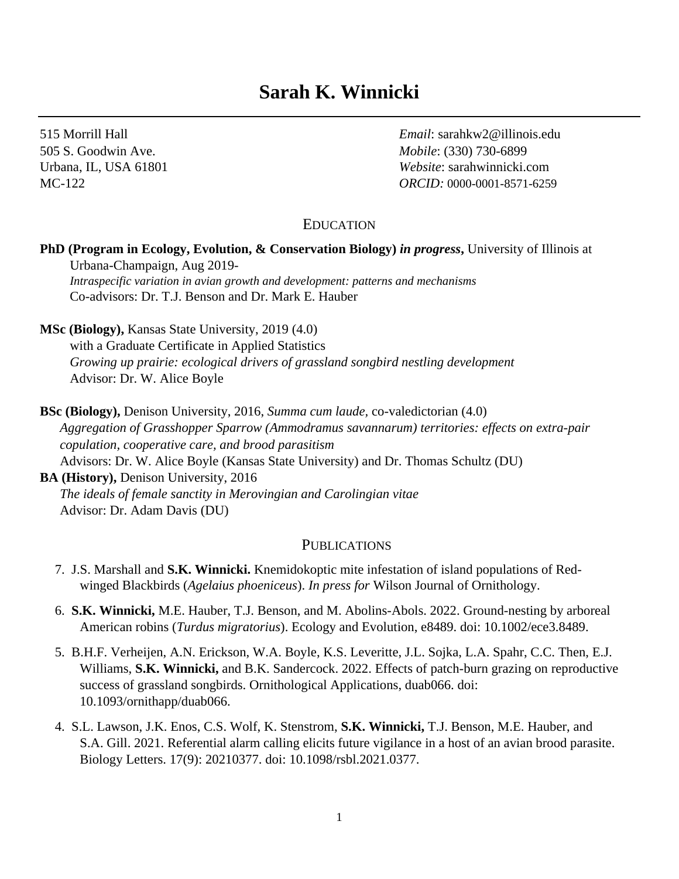# Sarah K. Winnicki

515 Morrill Hall
505 S. Goodwin Ave.
Urbana, IL, USA 61801
MC-122

*Email*: sarahkw2@illinois.edu
*Mobile*: (330) 730-6899
*Website*: sarahwinnicki.com
*ORCID:* 0000-0001-8571-6259

## Education

**PhD (Program in Ecology, Evolution, & Conservation Biology) *in progress*,** University of Illinois at Urbana-Champaign, Aug 2019-
*Intraspecific variation in avian growth and development: patterns and mechanisms*
Co-advisors: Dr. T.J. Benson and Dr. Mark E. Hauber

**MSc (Biology),** Kansas State University, 2019 (4.0)
with a Graduate Certificate in Applied Statistics
*Growing up prairie: ecological drivers of grassland songbird nestling development*
Advisor: Dr. W. Alice Boyle

**BSc (Biology),** Denison University, 2016, *Summa cum laude,* co-valedictorian (4.0)
*Aggregation of Grasshopper Sparrow (Ammodramus savannarum) territories: effects on extra-pair copulation, cooperative care, and brood parasitism*
Advisors: Dr. W. Alice Boyle (Kansas State University) and Dr. Thomas Schultz (DU)

**BA (History),** Denison University, 2016
*The ideals of female sanctity in Merovingian and Carolingian vitae*
Advisor: Dr. Adam Davis (DU)

## Publications

7. J.S. Marshall and **S.K. Winnicki.** Knemidokoptic mite infestation of island populations of Red-winged Blackbirds (*Agelaius phoeniceus*). *In press for* Wilson Journal of Ornithology.

6. **S.K. Winnicki,** M.E. Hauber, T.J. Benson, and M. Abolins-Abols. 2022. Ground-nesting by arboreal American robins (*Turdus migratorius*). Ecology and Evolution, e8489. doi: 10.1002/ece3.8489.

5. B.H.F. Verheijen, A.N. Erickson, W.A. Boyle, K.S. Leveritte, J.L. Sojka, L.A. Spahr, C.C. Then, E.J. Williams, **S.K. Winnicki,** and B.K. Sandercock. 2022. Effects of patch-burn grazing on reproductive success of grassland songbirds. Ornithological Applications, duab066. doi: 10.1093/ornithapp/duab066.

4. S.L. Lawson, J.K. Enos, C.S. Wolf, K. Stenstrom, **S.K. Winnicki,** T.J. Benson, M.E. Hauber, and S.A. Gill. 2021. Referential alarm calling elicits future vigilance in a host of an avian brood parasite. Biology Letters. 17(9): 20210377. doi: 10.1098/rsbl.2021.0377.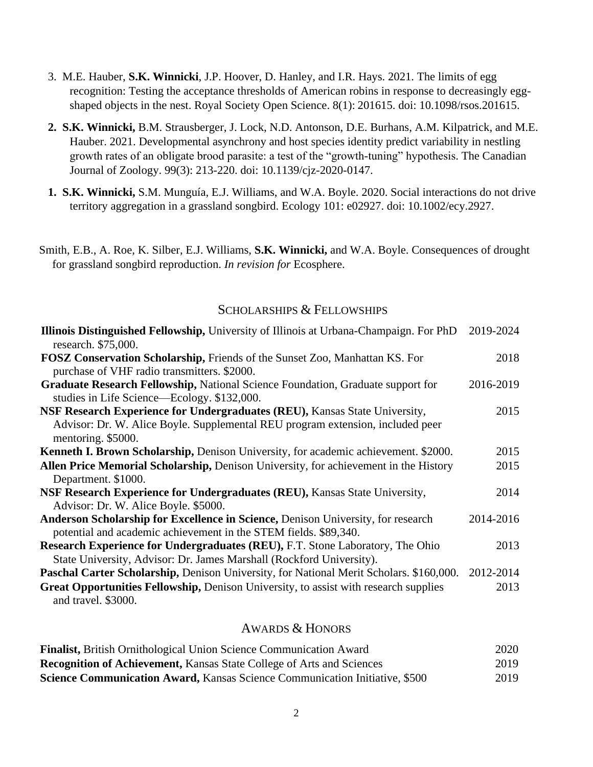3. M.E. Hauber, **S.K. Winnicki**, J.P. Hoover, D. Hanley, and I.R. Hays. 2021. The limits of egg recognition: Testing the acceptance thresholds of American robins in response to decreasingly egg-shaped objects in the nest. Royal Society Open Science. 8(1): 201615. doi: 10.1098/rsos.201615.

**2. S.K. Winnicki,** B.M. Strausberger, J. Lock, N.D. Antonson, D.E. Burhans, A.M. Kilpatrick, and M.E. Hauber. 2021. Developmental asynchrony and host species identity predict variability in nestling growth rates of an obligate brood parasite: a test of the "growth-tuning" hypothesis. The Canadian Journal of Zoology. 99(3): 213-220. doi: 10.1139/cjz-2020-0147.

**1. S.K. Winnicki,** S.M. Munguía, E.J. Williams, and W.A. Boyle. 2020. Social interactions do not drive territory aggregation in a grassland songbird. Ecology 101: e02927. doi: 10.1002/ecy.2927.

Smith, E.B., A. Roe, K. Silber, E.J. Williams, **S.K. Winnicki,** and W.A. Boyle. Consequences of drought for grassland songbird reproduction. *In revision for* Ecosphere.

## Scholarships & Fellowships

| | |
|---|---|
| **Illinois Distinguished Fellowship,** University of Illinois at Urbana-Champaign. For PhD research. $75,000. | 2019-2024 |
| **FOSZ Conservation Scholarship,** Friends of the Sunset Zoo, Manhattan KS. For purchase of VHF radio transmitters. $2000. | 2018 |
| **Graduate Research Fellowship,** National Science Foundation, Graduate support for studies in Life Science—Ecology. $132,000. | 2016-2019 |
| **NSF Research Experience for Undergraduates (REU),** Kansas State University, Advisor: Dr. W. Alice Boyle. Supplemental REU program extension, included peer mentoring. $5000. | 2015 |
| **Kenneth I. Brown Scholarship,** Denison University, for academic achievement. $2000. | 2015 |
| **Allen Price Memorial Scholarship,** Denison University, for achievement in the History Department. $1000. | 2015 |
| **NSF Research Experience for Undergraduates (REU),** Kansas State University, Advisor: Dr. W. Alice Boyle. $5000. | 2014 |
| **Anderson Scholarship for Excellence in Science,** Denison University, for research potential and academic achievement in the STEM fields. $89,340. | 2014-2016 |
| **Research Experience for Undergraduates (REU),** F.T. Stone Laboratory, The Ohio State University, Advisor: Dr. James Marshall (Rockford University). | 2013 |
| **Paschal Carter Scholarship,** Denison University, for National Merit Scholars. $160,000. | 2012-2014 |
| **Great Opportunities Fellowship,** Denison University, to assist with research supplies and travel. $3000. | 2013 |

## Awards & Honors

| | |
|---|---|
| **Finalist,** British Ornithological Union Science Communication Award | 2020 |
| **Recognition of Achievement,** Kansas State College of Arts and Sciences | 2019 |
| **Science Communication Award,** Kansas Science Communication Initiative, $500 | 2019 |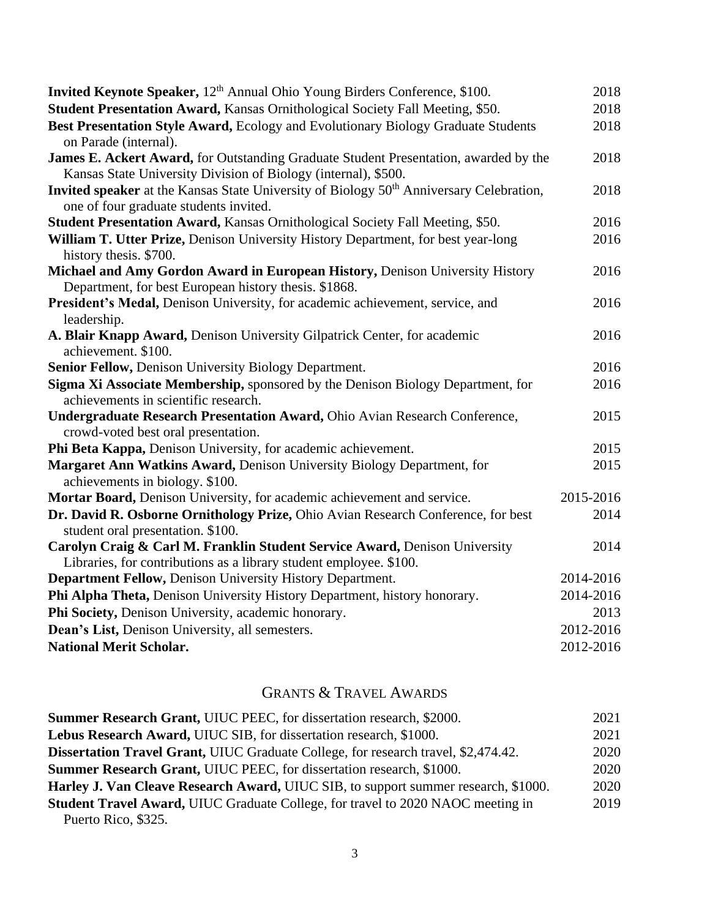**Invited Keynote Speaker,** 12th Annual Ohio Young Birders Conference, $100. 2018

**Student Presentation Award,** Kansas Ornithological Society Fall Meeting, $50. 2018

**Best Presentation Style Award,** Ecology and Evolutionary Biology Graduate Students on Parade (internal). 2018

**James E. Ackert Award,** for Outstanding Graduate Student Presentation, awarded by the Kansas State University Division of Biology (internal), $500. 2018

**Invited speaker** at the Kansas State University of Biology 50th Anniversary Celebration, one of four graduate students invited. 2018

**Student Presentation Award,** Kansas Ornithological Society Fall Meeting, $50. 2016

**William T. Utter Prize,** Denison University History Department, for best year-long history thesis. $700. 2016

**Michael and Amy Gordon Award in European History,** Denison University History Department, for best European history thesis. $1868. 2016

**President's Medal,** Denison University, for academic achievement, service, and leadership. 2016

**A. Blair Knapp Award,** Denison University Gilpatrick Center, for academic achievement. $100. 2016

**Senior Fellow,** Denison University Biology Department. 2016

**Sigma Xi Associate Membership,** sponsored by the Denison Biology Department, for achievements in scientific research. 2016

**Undergraduate Research Presentation Award,** Ohio Avian Research Conference, crowd-voted best oral presentation. 2015

**Phi Beta Kappa,** Denison University, for academic achievement. 2015

**Margaret Ann Watkins Award,** Denison University Biology Department, for achievements in biology. $100. 2015

**Mortar Board,** Denison University, for academic achievement and service. 2015-2016

**Dr. David R. Osborne Ornithology Prize,** Ohio Avian Research Conference, for best student oral presentation. $100. 2014

**Carolyn Craig & Carl M. Franklin Student Service Award,** Denison University Libraries, for contributions as a library student employee. $100. 2014

**Department Fellow,** Denison University History Department. 2014-2016

**Phi Alpha Theta,** Denison University History Department, history honorary. 2014-2016

**Phi Society,** Denison University, academic honorary. 2013

**Dean's List,** Denison University, all semesters. 2012-2016

**National Merit Scholar.** 2012-2016

## Grants & Travel Awards

**Summer Research Grant,** UIUC PEEC, for dissertation research, $2000. 2021

**Lebus Research Award,** UIUC SIB, for dissertation research, $1000. 2021

**Dissertation Travel Grant,** UIUC Graduate College, for research travel, $2,474.42. 2020

**Summer Research Grant,** UIUC PEEC, for dissertation research, $1000. 2020

**Harley J. Van Cleave Research Award,** UIUC SIB, to support summer research, $1000. 2020

**Student Travel Award,** UIUC Graduate College, for travel to 2020 NAOC meeting in Puerto Rico, $325. 2019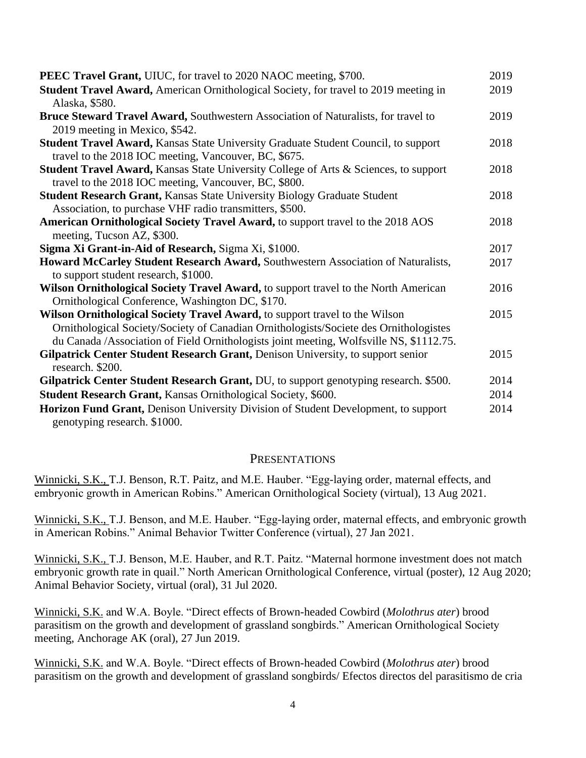| | |
|---|---|
| **PEEC Travel Grant,** UIUC, for travel to 2020 NAOC meeting, $700. | 2019 |
| **Student Travel Award,** American Ornithological Society, for travel to 2019 meeting in Alaska, $580. | 2019 |
| **Bruce Steward Travel Award,** Southwestern Association of Naturalists, for travel to 2019 meeting in Mexico, $542. | 2019 |
| **Student Travel Award,** Kansas State University Graduate Student Council, to support travel to the 2018 IOC meeting, Vancouver, BC, $675. | 2018 |
| **Student Travel Award,** Kansas State University College of Arts & Sciences, to support travel to the 2018 IOC meeting, Vancouver, BC, $800. | 2018 |
| **Student Research Grant,** Kansas State University Biology Graduate Student Association, to purchase VHF radio transmitters, $500. | 2018 |
| **American Ornithological Society Travel Award,** to support travel to the 2018 AOS meeting, Tucson AZ, $300. | 2018 |
| **Sigma Xi Grant-in-Aid of Research,** Sigma Xi, $1000. | 2017 |
| **Howard McCarley Student Research Award,** Southwestern Association of Naturalists, to support student research, $1000. | 2017 |
| **Wilson Ornithological Society Travel Award,** to support travel to the North American Ornithological Conference, Washington DC, $170. | 2016 |
| **Wilson Ornithological Society Travel Award,** to support travel to the Wilson Ornithological Society/Society of Canadian Ornithologists/Societe des Ornithologistes du Canada /Association of Field Ornithologists joint meeting, Wolfsville NS, $1112.75. | 2015 |
| **Gilpatrick Center Student Research Grant,** Denison University, to support senior research. $200. | 2015 |
| **Gilpatrick Center Student Research Grant,** DU, to support genotyping research. $500. | 2014 |
| **Student Research Grant,** Kansas Ornithological Society, $600. | 2014 |
| **Horizon Fund Grant,** Denison University Division of Student Development, to support genotyping research. $1000. | 2014 |

## PRESENTATIONS

Winnicki, S.K., T.J. Benson, R.T. Paitz, and M.E. Hauber. "Egg-laying order, maternal effects, and embryonic growth in American Robins." American Ornithological Society (virtual), 13 Aug 2021.

Winnicki, S.K., T.J. Benson, and M.E. Hauber. "Egg-laying order, maternal effects, and embryonic growth in American Robins." Animal Behavior Twitter Conference (virtual), 27 Jan 2021.

Winnicki, S.K., T.J. Benson, M.E. Hauber, and R.T. Paitz. "Maternal hormone investment does not match embryonic growth rate in quail." North American Ornithological Conference, virtual (poster), 12 Aug 2020; Animal Behavior Society, virtual (oral), 31 Jul 2020.

Winnicki, S.K. and W.A. Boyle. "Direct effects of Brown-headed Cowbird (*Molothrus ater*) brood parasitism on the growth and development of grassland songbirds." American Ornithological Society meeting, Anchorage AK (oral), 27 Jun 2019.

Winnicki, S.K. and W.A. Boyle. "Direct effects of Brown-headed Cowbird (*Molothrus ater*) brood parasitism on the growth and development of grassland songbirds/ Efectos directos del parasitismo de cria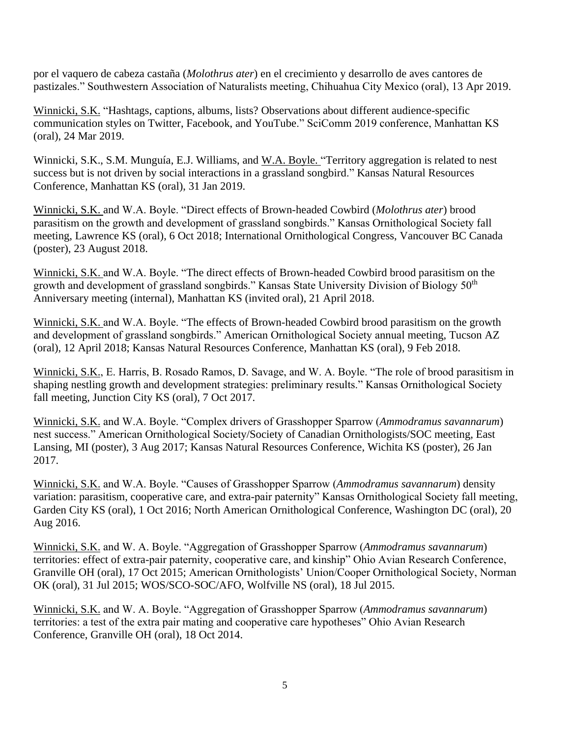por el vaquero de cabeza castaña (*Molothrus ater*) en el crecimiento y desarrollo de aves cantores de pastizales." Southwestern Association of Naturalists meeting, Chihuahua City Mexico (oral), 13 Apr 2019.

<u>Winnicki, S.K.</u> "Hashtags, captions, albums, lists? Observations about different audience-specific communication styles on Twitter, Facebook, and YouTube." SciComm 2019 conference, Manhattan KS (oral), 24 Mar 2019.

Winnicki, S.K., S.M. Munguía, E.J. Williams, and <u>W.A. Boyle.</u> "Territory aggregation is related to nest success but is not driven by social interactions in a grassland songbird." Kansas Natural Resources Conference, Manhattan KS (oral), 31 Jan 2019.

<u>Winnicki, S.K.</u> and W.A. Boyle. "Direct effects of Brown-headed Cowbird (*Molothrus ater*) brood parasitism on the growth and development of grassland songbirds." Kansas Ornithological Society fall meeting, Lawrence KS (oral), 6 Oct 2018; International Ornithological Congress, Vancouver BC Canada (poster), 23 August 2018.

<u>Winnicki, S.K.</u> and W.A. Boyle. "The direct effects of Brown-headed Cowbird brood parasitism on the growth and development of grassland songbirds." Kansas State University Division of Biology 50th Anniversary meeting (internal), Manhattan KS (invited oral), 21 April 2018.

<u>Winnicki, S.K.</u> and W.A. Boyle. "The effects of Brown-headed Cowbird brood parasitism on the growth and development of grassland songbirds." American Ornithological Society annual meeting, Tucson AZ (oral), 12 April 2018; Kansas Natural Resources Conference, Manhattan KS (oral), 9 Feb 2018.

<u>Winnicki, S.K.</u>, E. Harris, B. Rosado Ramos, D. Savage, and W. A. Boyle. "The role of brood parasitism in shaping nestling growth and development strategies: preliminary results." Kansas Ornithological Society fall meeting, Junction City KS (oral), 7 Oct 2017.

<u>Winnicki, S.K.</u> and W.A. Boyle. "Complex drivers of Grasshopper Sparrow (*Ammodramus savannarum*) nest success." American Ornithological Society/Society of Canadian Ornithologists/SOC meeting, East Lansing, MI (poster), 3 Aug 2017; Kansas Natural Resources Conference, Wichita KS (poster), 26 Jan 2017.

<u>Winnicki, S.K.</u> and W.A. Boyle. "Causes of Grasshopper Sparrow (*Ammodramus savannarum*) density variation: parasitism, cooperative care, and extra-pair paternity" Kansas Ornithological Society fall meeting, Garden City KS (oral), 1 Oct 2016; North American Ornithological Conference, Washington DC (oral), 20 Aug 2016.

<u>Winnicki, S.K.</u> and W. A. Boyle. "Aggregation of Grasshopper Sparrow (*Ammodramus savannarum*) territories: effect of extra-pair paternity, cooperative care, and kinship" Ohio Avian Research Conference, Granville OH (oral), 17 Oct 2015; American Ornithologists' Union/Cooper Ornithological Society, Norman OK (oral), 31 Jul 2015; WOS/SCO-SOC/AFO, Wolfville NS (oral), 18 Jul 2015.

<u>Winnicki, S.K.</u> and W. A. Boyle. "Aggregation of Grasshopper Sparrow (*Ammodramus savannarum*) territories: a test of the extra pair mating and cooperative care hypotheses" Ohio Avian Research Conference, Granville OH (oral), 18 Oct 2014.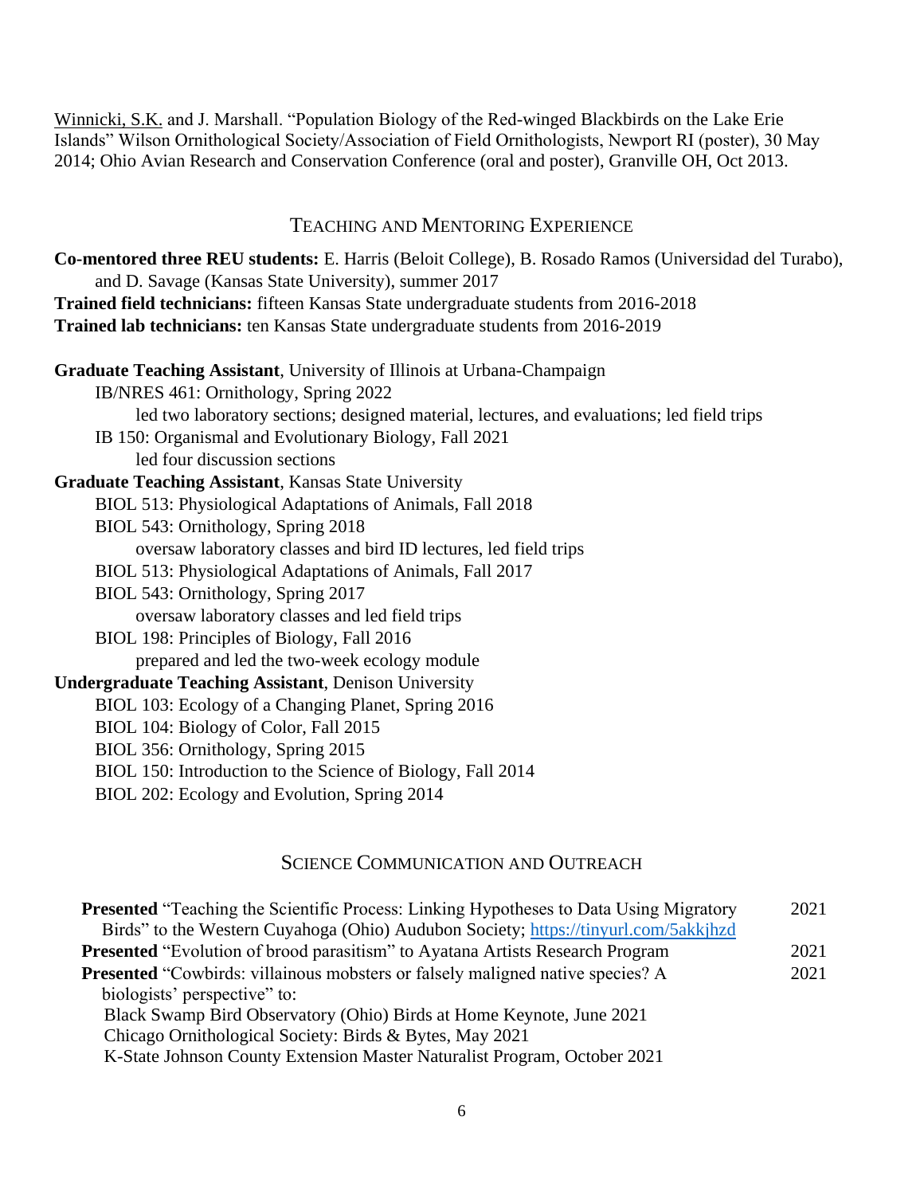<u>Winnicki, S.K.</u> and J. Marshall. "Population Biology of the Red-winged Blackbirds on the Lake Erie Islands" Wilson Ornithological Society/Association of Field Ornithologists, Newport RI (poster), 30 May 2014; Ohio Avian Research and Conservation Conference (oral and poster), Granville OH, Oct 2013.

## Teaching and Mentoring Experience

**Co-mentored three REU students:** E. Harris (Beloit College), B. Rosado Ramos (Universidad del Turabo), and D. Savage (Kansas State University), summer 2017

**Trained field technicians:** fifteen Kansas State undergraduate students from 2016-2018

**Trained lab technicians:** ten Kansas State undergraduate students from 2016-2019

**Graduate Teaching Assistant**, University of Illinois at Urbana-Champaign
- IB/NRES 461: Ornithology, Spring 2022
  - led two laboratory sections; designed material, lectures, and evaluations; led field trips
- IB 150: Organismal and Evolutionary Biology, Fall 2021
  - led four discussion sections

**Graduate Teaching Assistant**, Kansas State University
- BIOL 513: Physiological Adaptations of Animals, Fall 2018
- BIOL 543: Ornithology, Spring 2018
  - oversaw laboratory classes and bird ID lectures, led field trips
- BIOL 513: Physiological Adaptations of Animals, Fall 2017
- BIOL 543: Ornithology, Spring 2017
  - oversaw laboratory classes and led field trips
- BIOL 198: Principles of Biology, Fall 2016
  - prepared and led the two-week ecology module

**Undergraduate Teaching Assistant**, Denison University
- BIOL 103: Ecology of a Changing Planet, Spring 2016
- BIOL 104: Biology of Color, Fall 2015
- BIOL 356: Ornithology, Spring 2015
- BIOL 150: Introduction to the Science of Biology, Fall 2014
- BIOL 202: Ecology and Evolution, Spring 2014

## Science Communication and Outreach

**Presented** "Teaching the Scientific Process: Linking Hypotheses to Data Using Migratory Birds" to the Western Cuyahoga (Ohio) Audubon Society; https://tinyurl.com/5akkjhzd — 2021

**Presented** "Evolution of brood parasitism" to Ayatana Artists Research Program — 2021

**Presented** "Cowbirds: villainous mobsters or falsely maligned native species? A biologists' perspective" to: — 2021
- Black Swamp Bird Observatory (Ohio) Birds at Home Keynote, June 2021
- Chicago Ornithological Society: Birds & Bytes, May 2021
- K-State Johnson County Extension Master Naturalist Program, October 2021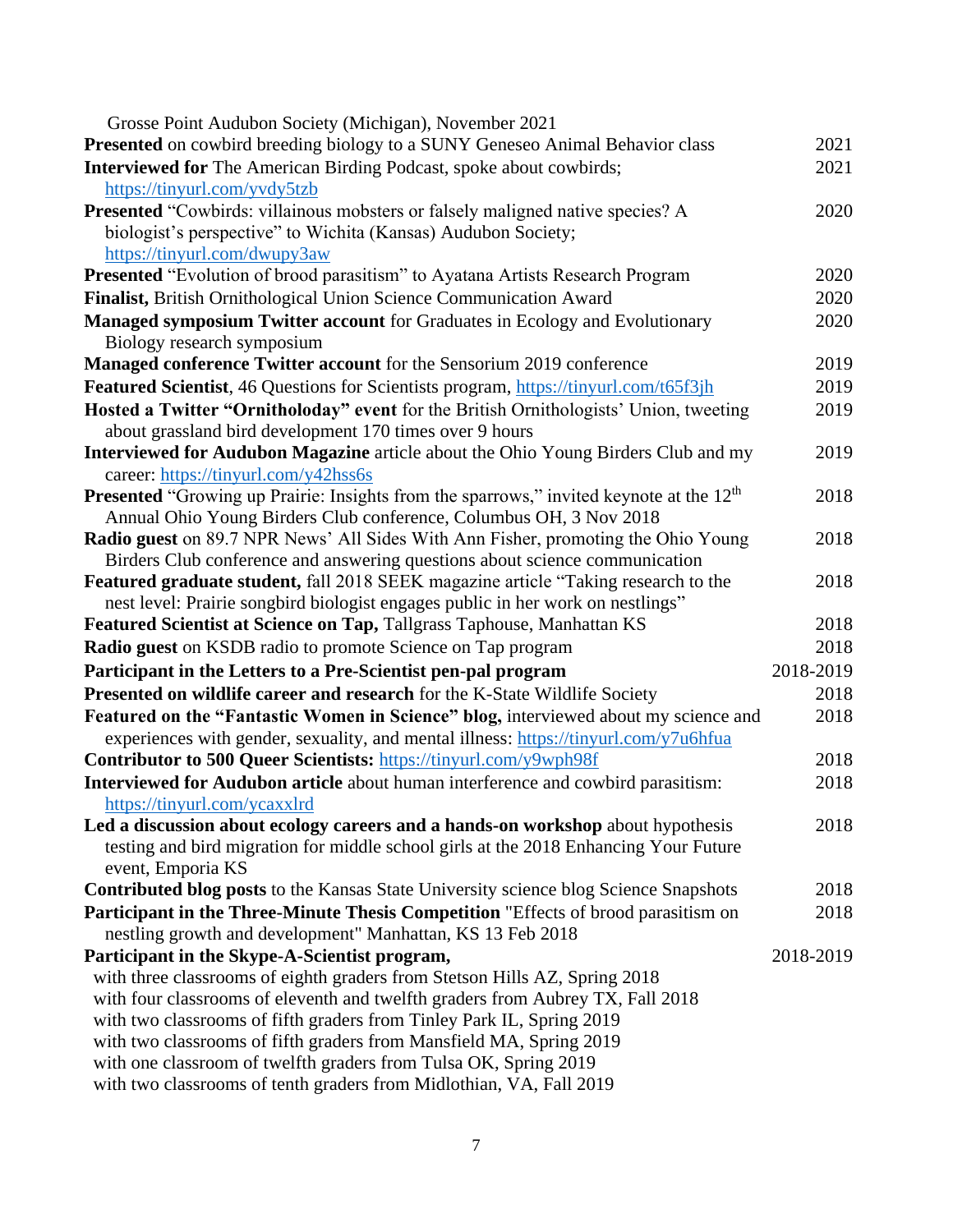Grosse Point Audubon Society (Michigan), November 2021

**Presented** on cowbird breeding biology to a SUNY Geneseo Animal Behavior class 2021

**Interviewed for** The American Birding Podcast, spoke about cowbirds; https://tinyurl.com/yvdy5tzb 2021

**Presented** "Cowbirds: villainous mobsters or falsely maligned native species? A biologist's perspective" to Wichita (Kansas) Audubon Society; https://tinyurl.com/dwupy3aw 2020

**Presented** "Evolution of brood parasitism" to Ayatana Artists Research Program 2020

**Finalist,** British Ornithological Union Science Communication Award 2020

**Managed symposium Twitter account** for Graduates in Ecology and Evolutionary Biology research symposium 2020

**Managed conference Twitter account** for the Sensorium 2019 conference 2019

**Featured Scientist**, 46 Questions for Scientists program, https://tinyurl.com/t65f3jh 2019

**Hosted a Twitter "Ornitholoday" event** for the British Ornithologists' Union, tweeting about grassland bird development 170 times over 9 hours 2019

**Interviewed for Audubon Magazine** article about the Ohio Young Birders Club and my career: https://tinyurl.com/y42hss6s 2019

**Presented** "Growing up Prairie: Insights from the sparrows," invited keynote at the 12th Annual Ohio Young Birders Club conference, Columbus OH, 3 Nov 2018 2018

**Radio guest** on 89.7 NPR News' All Sides With Ann Fisher, promoting the Ohio Young Birders Club conference and answering questions about science communication 2018

**Featured graduate student,** fall 2018 SEEK magazine article "Taking research to the nest level: Prairie songbird biologist engages public in her work on nestlings" 2018

**Featured Scientist at Science on Tap,** Tallgrass Taphouse, Manhattan KS 2018

**Radio guest** on KSDB radio to promote Science on Tap program 2018

**Participant in the Letters to a Pre-Scientist pen-pal program** 2018-2019

**Presented on wildlife career and research** for the K-State Wildlife Society 2018

**Featured on the "Fantastic Women in Science" blog,** interviewed about my science and experiences with gender, sexuality, and mental illness: https://tinyurl.com/y7u6hfua 2018

**Contributor to 500 Queer Scientists:** https://tinyurl.com/y9wph98f 2018

**Interviewed for Audubon article** about human interference and cowbird parasitism: https://tinyurl.com/ycaxxlrd 2018

**Led a discussion about ecology careers and a hands-on workshop** about hypothesis testing and bird migration for middle school girls at the 2018 Enhancing Your Future event, Emporia KS 2018

**Contributed blog posts** to the Kansas State University science blog Science Snapshots 2018

**Participant in the Three-Minute Thesis Competition** "Effects of brood parasitism on nestling growth and development" Manhattan, KS 13 Feb 2018 2018

**Participant in the Skype-A-Scientist program,** 2018-2019
- with three classrooms of eighth graders from Stetson Hills AZ, Spring 2018
- with four classrooms of eleventh and twelfth graders from Aubrey TX, Fall 2018
- with two classrooms of fifth graders from Tinley Park IL, Spring 2019
- with two classrooms of fifth graders from Mansfield MA, Spring 2019
- with one classroom of twelfth graders from Tulsa OK, Spring 2019
- with two classrooms of tenth graders from Midlothian, VA, Fall 2019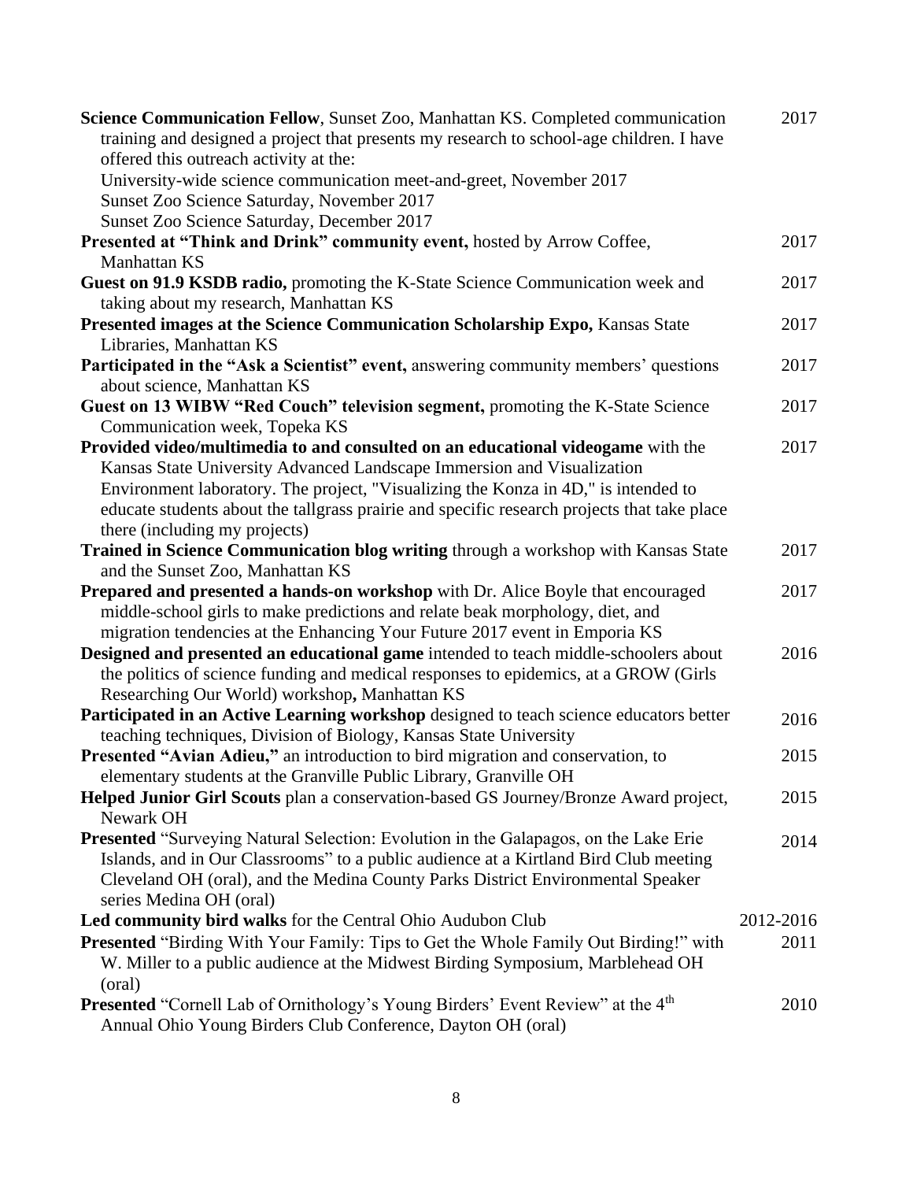**Science Communication Fellow**, Sunset Zoo, Manhattan KS. Completed communication training and designed a project that presents my research to school-age children. I have offered this outreach activity at the:
University-wide science communication meet-and-greet, November 2017
Sunset Zoo Science Saturday, November 2017
Sunset Zoo Science Saturday, December 2017 — 2017

**Presented at "Think and Drink" community event,** hosted by Arrow Coffee, Manhattan KS — 2017

**Guest on 91.9 KSDB radio,** promoting the K-State Science Communication week and taking about my research, Manhattan KS — 2017

**Presented images at the Science Communication Scholarship Expo,** Kansas State Libraries, Manhattan KS — 2017

**Participated in the "Ask a Scientist" event,** answering community members' questions about science, Manhattan KS — 2017

**Guest on 13 WIBW "Red Couch" television segment,** promoting the K-State Science Communication week, Topeka KS — 2017

**Provided video/multimedia to and consulted on an educational videogame** with the Kansas State University Advanced Landscape Immersion and Visualization Environment laboratory. The project, "Visualizing the Konza in 4D," is intended to educate students about the tallgrass prairie and specific research projects that take place there (including my projects) — 2017

**Trained in Science Communication blog writing** through a workshop with Kansas State and the Sunset Zoo, Manhattan KS — 2017

**Prepared and presented a hands-on workshop** with Dr. Alice Boyle that encouraged middle-school girls to make predictions and relate beak morphology, diet, and migration tendencies at the Enhancing Your Future 2017 event in Emporia KS — 2017

**Designed and presented an educational game** intended to teach middle-schoolers about the politics of science funding and medical responses to epidemics, at a GROW (Girls Researching Our World) workshop**,** Manhattan KS — 2016

**Participated in an Active Learning workshop** designed to teach science educators better teaching techniques, Division of Biology, Kansas State University — 2016

**Presented "Avian Adieu,"** an introduction to bird migration and conservation, to elementary students at the Granville Public Library, Granville OH — 2015

**Helped Junior Girl Scouts** plan a conservation-based GS Journey/Bronze Award project, Newark OH — 2015

**Presented** "Surveying Natural Selection: Evolution in the Galapagos, on the Lake Erie Islands, and in Our Classrooms" to a public audience at a Kirtland Bird Club meeting Cleveland OH (oral), and the Medina County Parks District Environmental Speaker series Medina OH (oral) — 2014

**Led community bird walks** for the Central Ohio Audubon Club — 2012-2016

**Presented** "Birding With Your Family: Tips to Get the Whole Family Out Birding!" with W. Miller to a public audience at the Midwest Birding Symposium, Marblehead OH (oral) — 2011

**Presented** "Cornell Lab of Ornithology's Young Birders' Event Review" at the 4th Annual Ohio Young Birders Club Conference, Dayton OH (oral) — 2010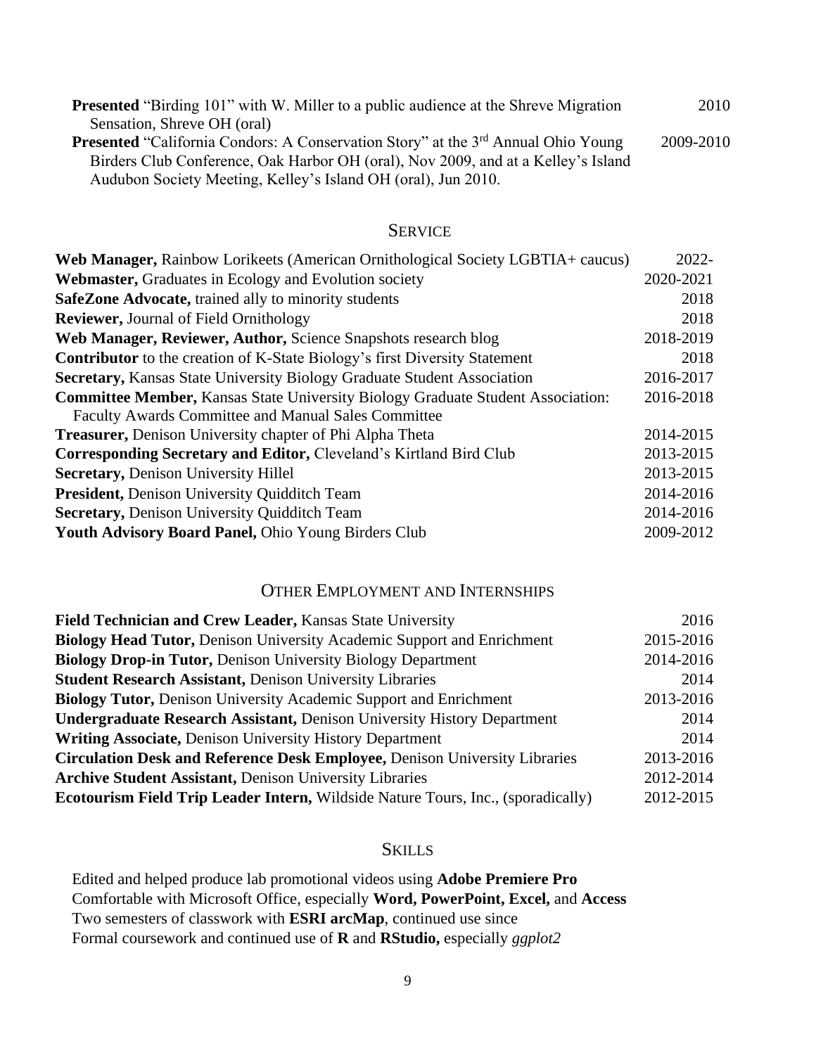**Presented** "Birding 101" with W. Miller to a public audience at the Shreve Migration Sensation, Shreve OH (oral) — 2010

**Presented** "California Condors: A Conservation Story" at the 3rd Annual Ohio Young Birders Club Conference, Oak Harbor OH (oral), Nov 2009, and at a Kelley's Island Audubon Society Meeting, Kelley's Island OH (oral), Jun 2010. — 2009-2010

## Service

| | |
|---|---|
| **Web Manager,** Rainbow Lorikeets (American Ornithological Society LGBTIA+ caucus) | 2022- |
| **Webmaster,** Graduates in Ecology and Evolution society | 2020-2021 |
| **SafeZone Advocate,** trained ally to minority students | 2018 |
| **Reviewer,** Journal of Field Ornithology | 2018 |
| **Web Manager, Reviewer, Author,** Science Snapshots research blog | 2018-2019 |
| **Contributor** to the creation of K-State Biology's first Diversity Statement | 2018 |
| **Secretary,** Kansas State University Biology Graduate Student Association | 2016-2017 |
| **Committee Member,** Kansas State University Biology Graduate Student Association: Faculty Awards Committee and Manual Sales Committee | 2016-2018 |
| **Treasurer,** Denison University chapter of Phi Alpha Theta | 2014-2015 |
| **Corresponding Secretary and Editor,** Cleveland's Kirtland Bird Club | 2013-2015 |
| **Secretary,** Denison University Hillel | 2013-2015 |
| **President,** Denison University Quidditch Team | 2014-2016 |
| **Secretary,** Denison University Quidditch Team | 2014-2016 |
| **Youth Advisory Board Panel,** Ohio Young Birders Club | 2009-2012 |

## Other Employment and Internships

| | |
|---|---|
| **Field Technician and Crew Leader,** Kansas State University | 2016 |
| **Biology Head Tutor,** Denison University Academic Support and Enrichment | 2015-2016 |
| **Biology Drop-in Tutor,** Denison University Biology Department | 2014-2016 |
| **Student Research Assistant,** Denison University Libraries | 2014 |
| **Biology Tutor,** Denison University Academic Support and Enrichment | 2013-2016 |
| **Undergraduate Research Assistant,** Denison University History Department | 2014 |
| **Writing Associate,** Denison University History Department | 2014 |
| **Circulation Desk and Reference Desk Employee,** Denison University Libraries | 2013-2016 |
| **Archive Student Assistant,** Denison University Libraries | 2012-2014 |
| **Ecotourism Field Trip Leader Intern,** Wildside Nature Tours, Inc., (sporadically) | 2012-2015 |

## Skills

Edited and helped produce lab promotional videos using **Adobe Premiere Pro**
Comfortable with Microsoft Office, especially **Word, PowerPoint, Excel,** and **Access**
Two semesters of classwork with **ESRI arcMap**, continued use since
Formal coursework and continued use of **R** and **RStudio,** especially *ggplot2*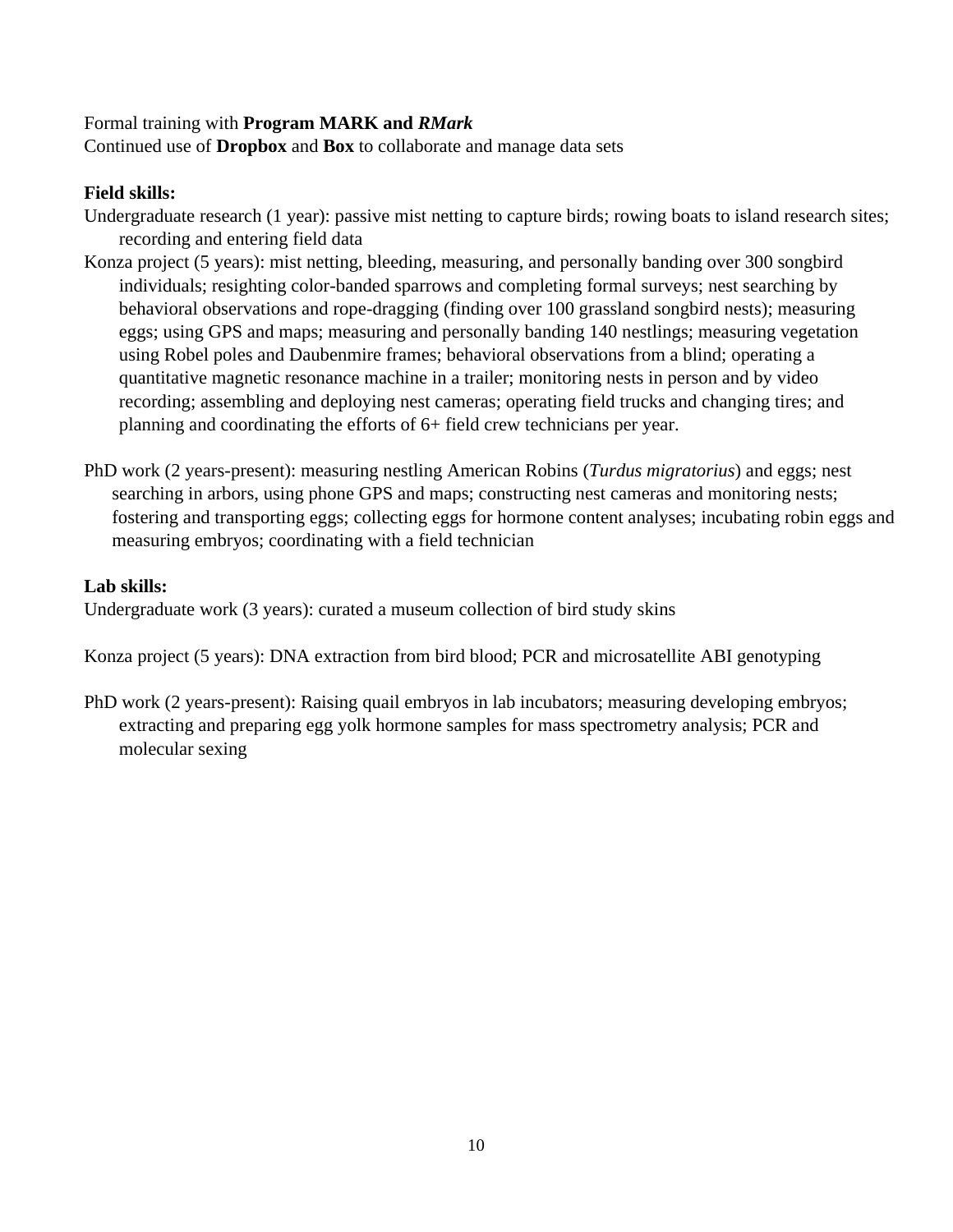Formal training with **Program MARK and *RMark***
Continued use of **Dropbox** and **Box** to collaborate and manage data sets

**Field skills:**

Undergraduate research (1 year): passive mist netting to capture birds; rowing boats to island research sites; recording and entering field data

Konza project (5 years): mist netting, bleeding, measuring, and personally banding over 300 songbird individuals; resighting color-banded sparrows and completing formal surveys; nest searching by behavioral observations and rope-dragging (finding over 100 grassland songbird nests); measuring eggs; using GPS and maps; measuring and personally banding 140 nestlings; measuring vegetation using Robel poles and Daubenmire frames; behavioral observations from a blind; operating a quantitative magnetic resonance machine in a trailer; monitoring nests in person and by video recording; assembling and deploying nest cameras; operating field trucks and changing tires; and planning and coordinating the efforts of 6+ field crew technicians per year.

PhD work (2 years-present): measuring nestling American Robins (*Turdus migratorius*) and eggs; nest searching in arbors, using phone GPS and maps; constructing nest cameras and monitoring nests; fostering and transporting eggs; collecting eggs for hormone content analyses; incubating robin eggs and measuring embryos; coordinating with a field technician

**Lab skills:**

Undergraduate work (3 years): curated a museum collection of bird study skins

Konza project (5 years): DNA extraction from bird blood; PCR and microsatellite ABI genotyping

PhD work (2 years-present): Raising quail embryos in lab incubators; measuring developing embryos; extracting and preparing egg yolk hormone samples for mass spectrometry analysis; PCR and molecular sexing